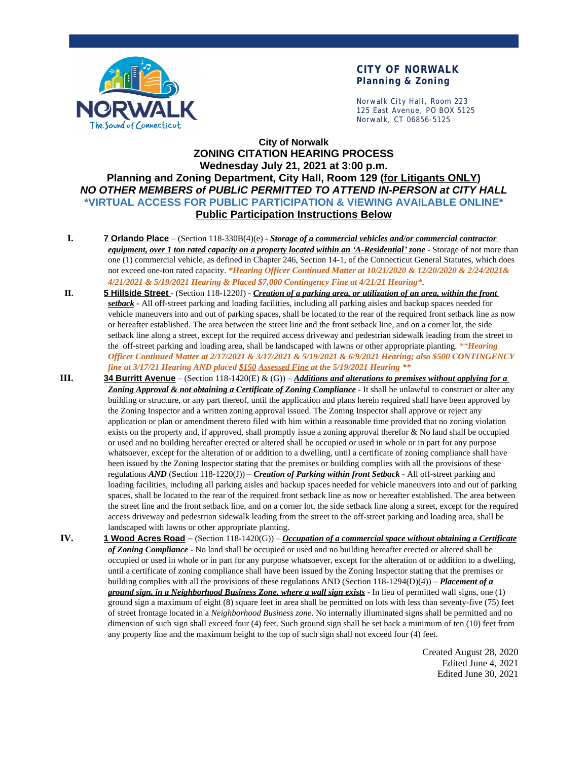**CITY OF NORWALK**
**Planning & Zoning**

Norwalk City Hall, Room 223
125 East Avenue, PO BOX 5125
Norwalk, CT 06856-5125

# City of Norwalk
# ZONING CITATION HEARING PROCESS
## Wednesday July 21, 2021 at 3:00 p.m.
## Planning and Zoning Department, City Hall, Room 129 (<u>for Litigants ONLY</u>)
***NO OTHER MEMBERS of PUBLIC PERMITTED TO ATTEND IN-PERSON at CITY HALL***
**\*VIRTUAL ACCESS FOR PUBLIC PARTICIPATION & VIEWING AVAILABLE ONLINE\***
**<u>Public Participation Instructions Below</u>**

**I.** **<u>7 Orlando Place</u>** – (Section 118-330B(4)(e) - ***<u>Storage of a commercial vehicles and/or commercial contractor equipment, over 1 ton rated capacity on a property located within an 'A-Residential' zone</u>*** - Storage of not more than one (1) commercial vehicle, as defined in Chapter 246, Section 14-1, of the Connecticut General Statutes, which does not exceed one-ton rated capacity. ***\*Hearing Officer Continued Matter at 10/21/2020 & 12/20/2020 & 2/24/2021& 4/21/2021 & 5/19/2021 Hearing & Placed $7,000 Contingency Fine at 4/21/21 Hearing\****.

**II.** **<u>5 Hillside Street</u>** - (Section 118-1220J) - ***<u>Creation of a parking area, or utilization of an area, within the front setback</u>*** - All off-street parking and loading facilities, including all parking aisles and backup spaces needed for vehicle maneuvers into and out of parking spaces, shall be located to the rear of the required front setback line as now or hereafter established. The area between the street line and the front setback line, and on a corner lot, the side setback line along a street, except for the required access driveway and pedestrian sidewalk leading from the street to the off-street parking and loading area, shall be landscaped with lawns or other appropriate planting. ***\*\*Hearing Officer Continued Matter at 2/17/2021 & 3/17/2021 & 5/19/2021 & 6/9/2021 Hearing; also $500 CONTINGENCY fine at 3/17/21 Hearing AND placed <u>$150</u> <u>Assessed Fine</u> at the 5/19/2021 Hearing \*\****

**III.** **<u>34 Burritt Avenue</u>** – (Section 118-1420(E) & (G)) – ***<u>Additions and alterations to premises without applying for a Zoning Approval & not obtaining a Certificate of Zoning Compliance</u>*** - It shall be unlawful to construct or alter any building or structure, or any part thereof, until the application and plans herein required shall have been approved by the Zoning Inspector and a written zoning approval issued. The Zoning Inspector shall approve or reject any application or plan or amendment thereto filed with him within a reasonable time provided that no zoning violation exists on the property and, if approved, shall promptly issue a zoning approval therefor & No land shall be occupied or used and no building hereafter erected or altered shall be occupied or used in whole or in part for any purpose whatsoever, except for the alteration of or addition to a dwelling, until a certificate of zoning compliance shall have been issued by the Zoning Inspector stating that the premises or building complies with all the provisions of these regulations ***AND*** (Section <u>118-1220(J))</u> – ***<u>Creation of Parking within front Setback</u>*** - All off-street parking and loading facilities, including all parking aisles and backup spaces needed for vehicle maneuvers into and out of parking spaces, shall be located to the rear of the required front setback line as now or hereafter established. The area between the street line and the front setback line, and on a corner lot, the side setback line along a street, except for the required access driveway and pedestrian sidewalk leading from the street to the off-street parking and loading area, shall be landscaped with lawns or other appropriate planting.

**IV.** **<u>1 Wood Acres Road</u> –** (Section 118-1420(G)) – ***<u>Occupation of a commercial space without obtaining a Certificate of Zoning Compliance</u>*** - No land shall be occupied or used and no building hereafter erected or altered shall be occupied or used in whole or in part for any purpose whatsoever, except for the alteration of or addition to a dwelling, until a certificate of zoning compliance shall have been issued by the Zoning Inspector stating that the premises or building complies with all the provisions of these regulations AND (Section 118-1294(D)(4)) – ***<u>Placement of a ground sign, in a Neighborhood Business Zone, where a wall sign exists</u>*** - In lieu of permitted wall signs, one (1) ground sign a maximum of eight (8) square feet in area shall be permitted on lots with less than seventy-five (75) feet of street frontage located in a *Neighborhood Business zone*. No internally illuminated signs shall be permitted and no dimension of such sign shall exceed four (4) feet. Such ground sign shall be set back a minimum of ten (10) feet from any property line and the maximum height to the top of such sign shall not exceed four (4) feet.

Created August 28, 2020
Edited June 4, 2021
Edited June 30, 2021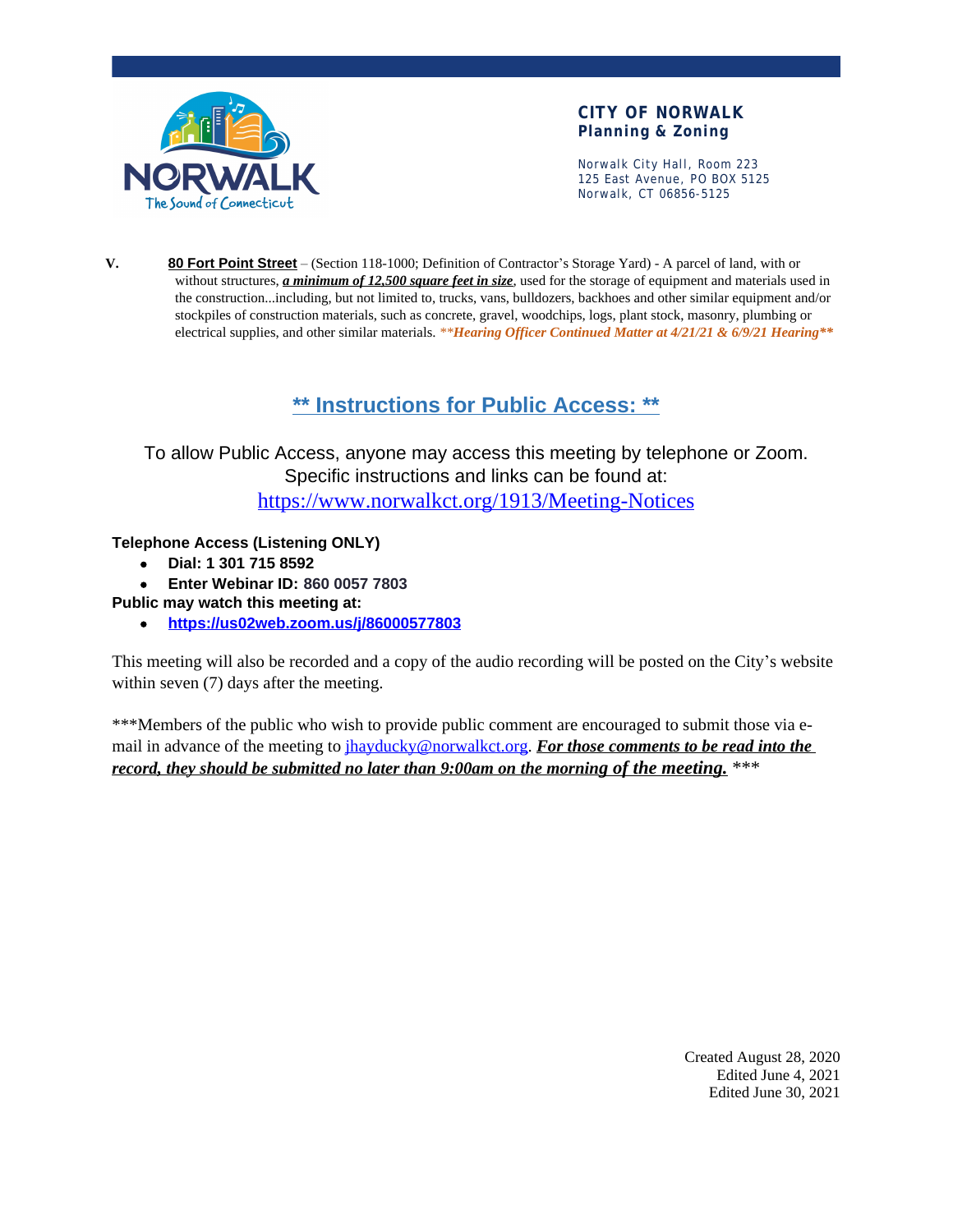**CITY OF NORWALK**
**Planning & Zoning**

Norwalk City Hall, Room 223
125 East Avenue, PO BOX 5125
Norwalk, CT 06856-5125

**V.** **80 Fort Point Street** – (Section 118-1000; Definition of Contractor's Storage Yard) - A parcel of land, with or without structures, ***a minimum of 12,500 square feet in size***, used for the storage of equipment and materials used in the construction...including, but not limited to, trucks, vans, bulldozers, backhoes and other similar equipment and/or stockpiles of construction materials, such as concrete, gravel, woodchips, logs, plant stock, masonry, plumbing or electrical supplies, and other similar materials. ***\*\*Hearing Officer Continued Matter at 4/21/21 & 6/9/21 Hearing\*\****

## ** Instructions for Public Access: **

To allow Public Access, anyone may access this meeting by telephone or Zoom. Specific instructions and links can be found at:
https://www.norwalkct.org/1913/Meeting-Notices

**Telephone Access (Listening ONLY)**

- **Dial: 1 301 715 8592**
- **Enter Webinar ID:** 860 0057 7803

**Public may watch this meeting at:**

- **https://us02web.zoom.us/j/86000577803**

This meeting will also be recorded and a copy of the audio recording will be posted on the City's website within seven (7) days after the meeting.

***Members of the public who wish to provide public comment are encouraged to submit those via e-mail in advance of the meeting to jhayducky@norwalkct.org. ***For those comments to be read into the record, they should be submitted no later than 9:00am on the morning of the meeting.*** ***

Created August 28, 2020
Edited June 4, 2021
Edited June 30, 2021